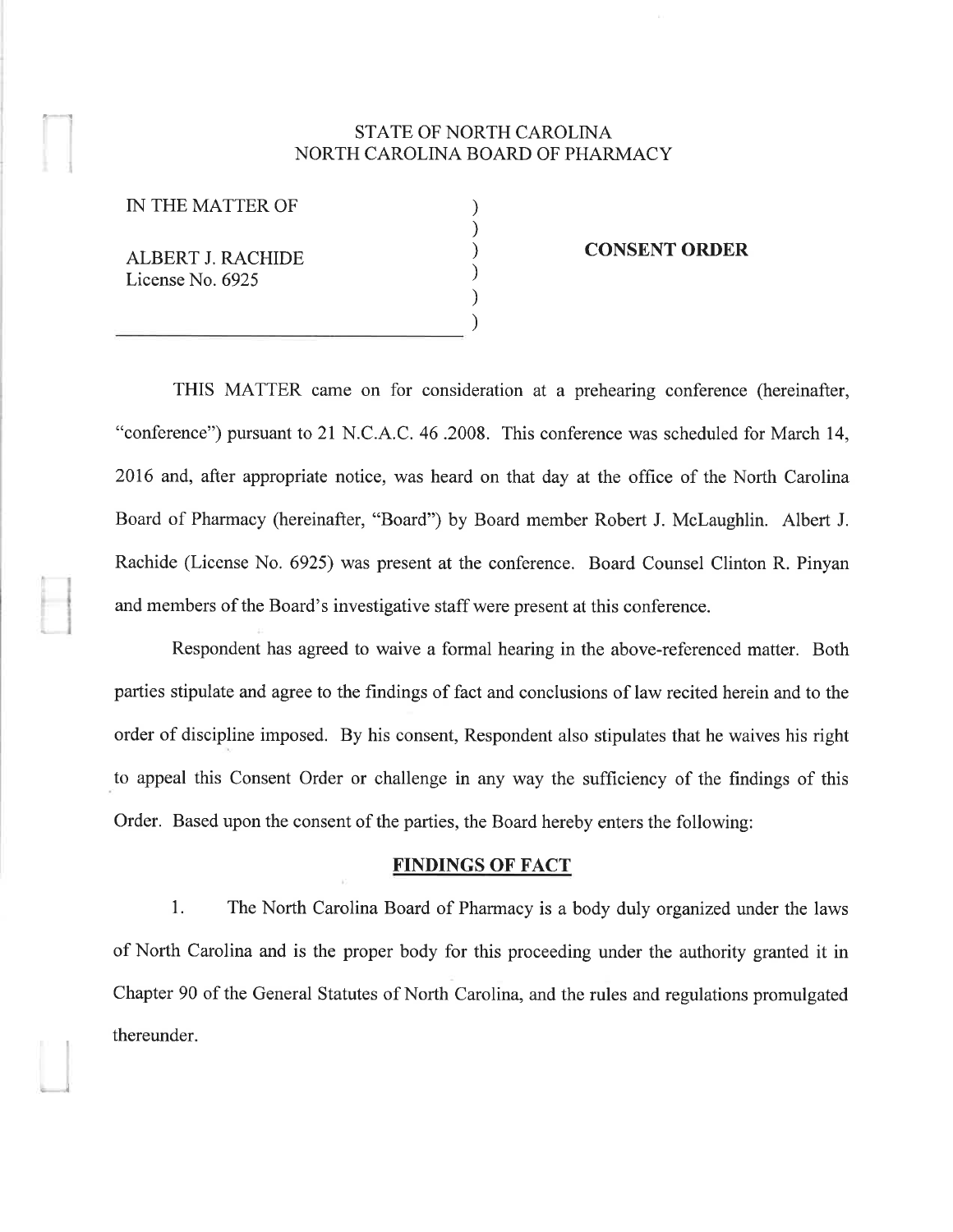STATE OF NORTH CAROLINA
NORTH CAROLINA BOARD OF PHARMACY

IN THE MATTER OF

ALBERT J. RACHIDE
License No. 6925

**CONSENT ORDER**

THIS MATTER came on for consideration at a prehearing conference (hereinafter, "conference") pursuant to 21 N.C.A.C. 46 .2008. This conference was scheduled for March 14, 2016 and, after appropriate notice, was heard on that day at the office of the North Carolina Board of Pharmacy (hereinafter, "Board") by Board member Robert J. McLaughlin. Albert J. Rachide (License No. 6925) was present at the conference. Board Counsel Clinton R. Pinyan and members of the Board's investigative staff were present at this conference.

Respondent has agreed to waive a formal hearing in the above-referenced matter. Both parties stipulate and agree to the findings of fact and conclusions of law recited herein and to the order of discipline imposed. By his consent, Respondent also stipulates that he waives his right to appeal this Consent Order or challenge in any way the sufficiency of the findings of this Order. Based upon the consent of the parties, the Board hereby enters the following:

## FINDINGS OF FACT

1. The North Carolina Board of Pharmacy is a body duly organized under the laws of North Carolina and is the proper body for this proceeding under the authority granted it in Chapter 90 of the General Statutes of North Carolina, and the rules and regulations promulgated thereunder.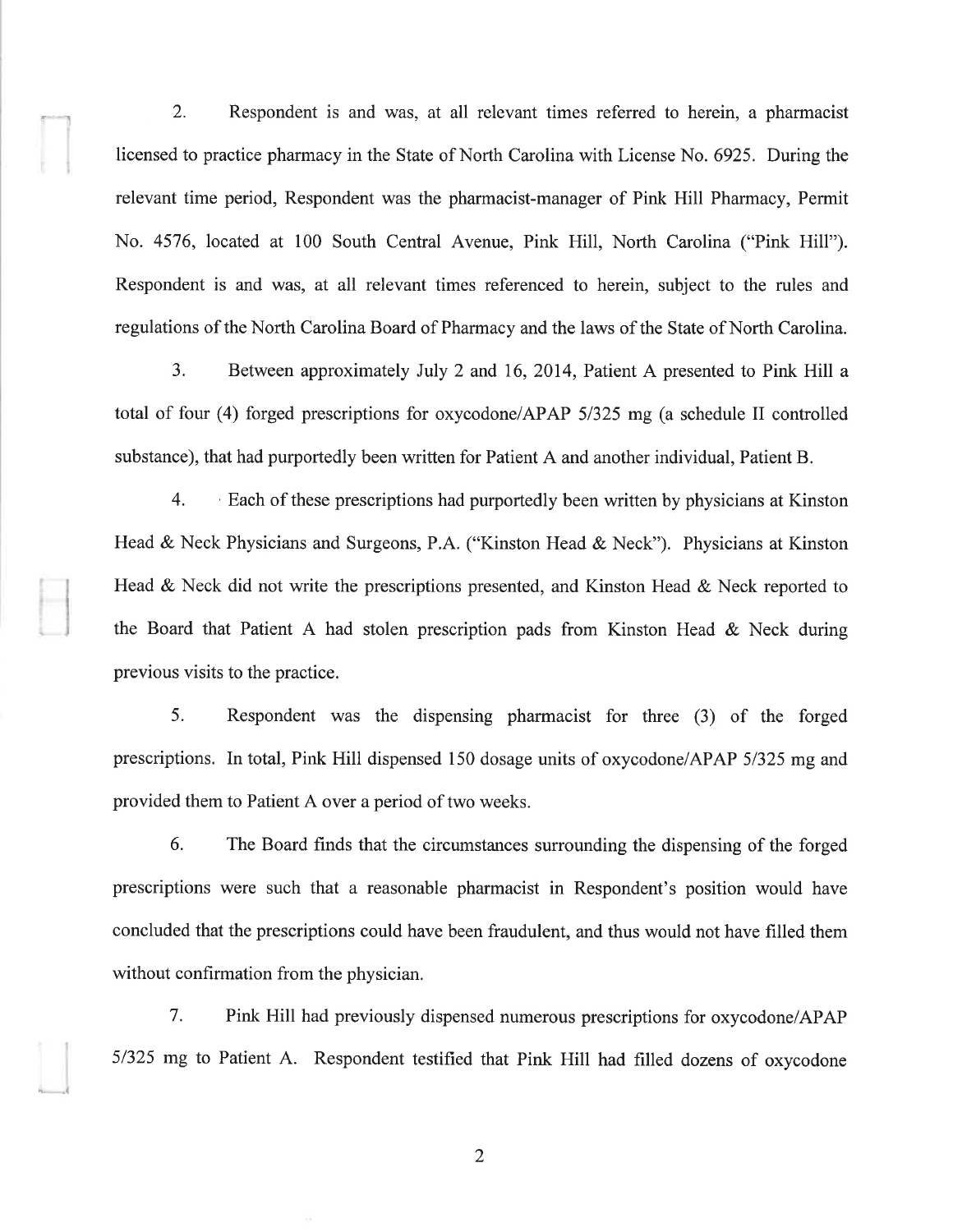2. Respondent is and was, at all relevant times referred to herein, a pharmacist licensed to practice pharmacy in the State of North Carolina with License No. 6925. During the relevant time period, Respondent was the pharmacist-manager of Pink Hill Pharmacy, Permit No. 4576, located at 100 South Central Avenue, Pink Hill, North Carolina ("Pink Hill"). Respondent is and was, at all relevant times referenced to herein, subject to the rules and regulations of the North Carolina Board of Pharmacy and the laws of the State of North Carolina.

3. Between approximately July 2 and 16, 2014, Patient A presented to Pink Hill a total of four (4) forged prescriptions for oxycodone/APAP 5/325 mg (a schedule II controlled substance), that had purportedly been written for Patient A and another individual, Patient B.

4. Each of these prescriptions had purportedly been written by physicians at Kinston Head & Neck Physicians and Surgeons, P.A. ("Kinston Head & Neck"). Physicians at Kinston Head & Neck did not write the prescriptions presented, and Kinston Head & Neck reported to the Board that Patient A had stolen prescription pads from Kinston Head & Neck during previous visits to the practice.

5. Respondent was the dispensing pharmacist for three (3) of the forged prescriptions. In total, Pink Hill dispensed 150 dosage units of oxycodone/APAP 5/325 mg and provided them to Patient A over a period of two weeks.

6. The Board finds that the circumstances surrounding the dispensing of the forged prescriptions were such that a reasonable pharmacist in Respondent's position would have concluded that the prescriptions could have been fraudulent, and thus would not have filled them without confirmation from the physician.

7. Pink Hill had previously dispensed numerous prescriptions for oxycodone/APAP 5/325 mg to Patient A. Respondent testified that Pink Hill had filled dozens of oxycodone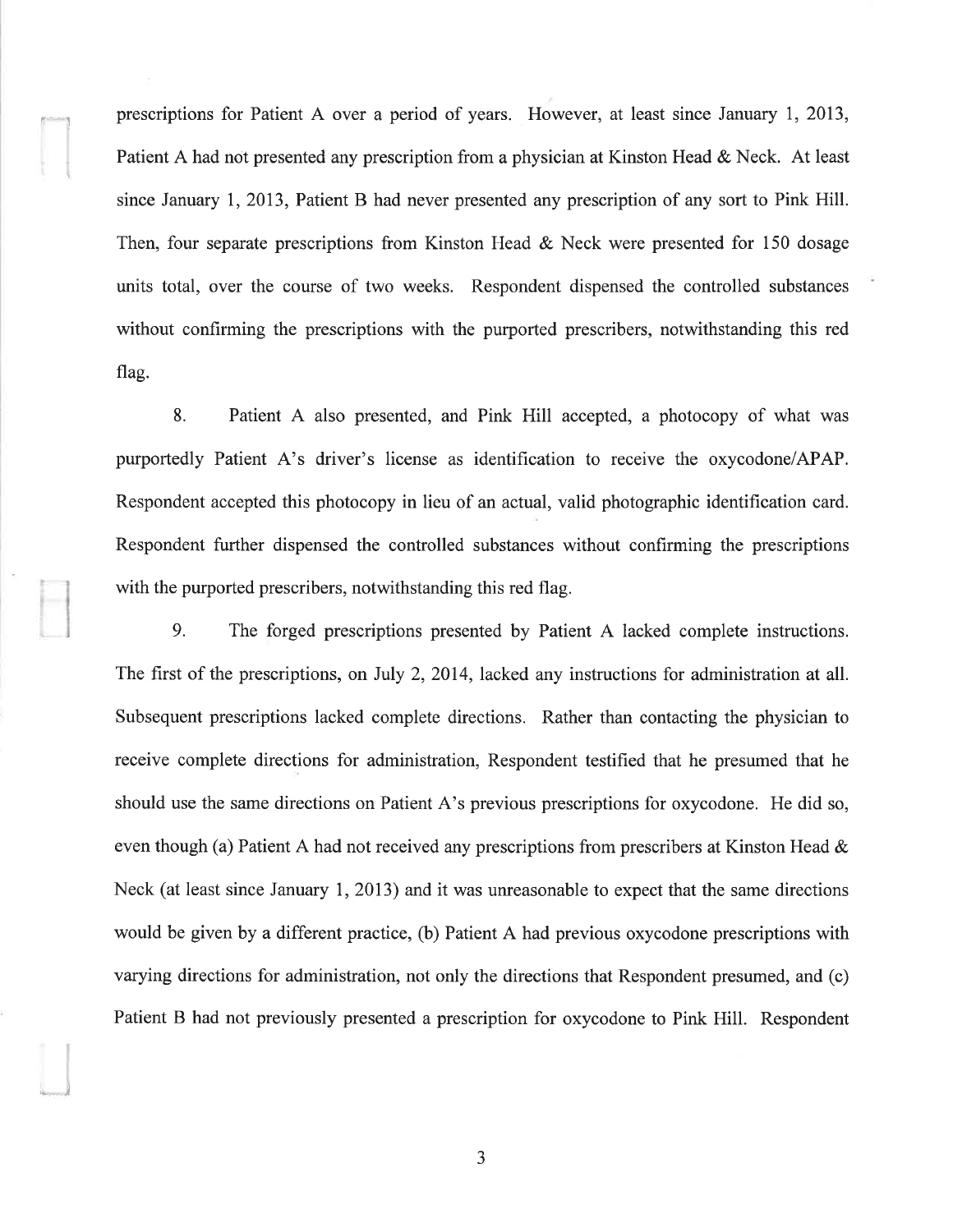prescriptions for Patient A over a period of years. However, at least since January 1, 2013, Patient A had not presented any prescription from a physician at Kinston Head & Neck. At least since January 1, 2013, Patient B had never presented any prescription of any sort to Pink Hill. Then, four separate prescriptions from Kinston Head & Neck were presented for 150 dosage units total, over the course of two weeks. Respondent dispensed the controlled substances without confirming the prescriptions with the purported prescribers, notwithstanding this red flag.

8. Patient A also presented, and Pink Hill accepted, a photocopy of what was purportedly Patient A's driver's license as identification to receive the oxycodone/APAP. Respondent accepted this photocopy in lieu of an actual, valid photographic identification card. Respondent further dispensed the controlled substances without confirming the prescriptions with the purported prescribers, notwithstanding this red flag.

9. The forged prescriptions presented by Patient A lacked complete instructions. The first of the prescriptions, on July 2, 2014, lacked any instructions for administration at all. Subsequent prescriptions lacked complete directions. Rather than contacting the physician to receive complete directions for administration, Respondent testified that he presumed that he should use the same directions on Patient A's previous prescriptions for oxycodone. He did so, even though (a) Patient A had not received any prescriptions from prescribers at Kinston Head & Neck (at least since January 1, 2013) and it was unreasonable to expect that the same directions would be given by a different practice, (b) Patient A had previous oxycodone prescriptions with varying directions for administration, not only the directions that Respondent presumed, and (c) Patient B had not previously presented a prescription for oxycodone to Pink Hill. Respondent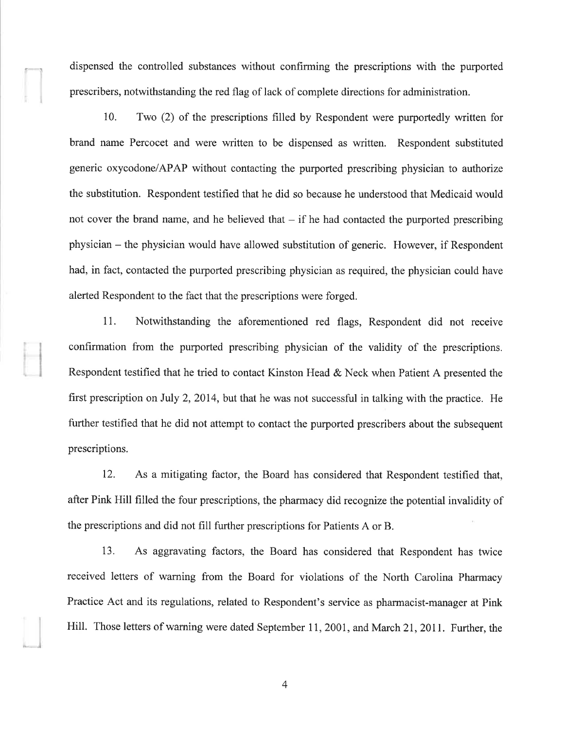dispensed the controlled substances without confirming the prescriptions with the purported prescribers, notwithstanding the red flag of lack of complete directions for administration.

10. Two (2) of the prescriptions filled by Respondent were purportedly written for brand name Percocet and were written to be dispensed as written. Respondent substituted generic oxycodone/APAP without contacting the purported prescribing physician to authorize the substitution. Respondent testified that he did so because he understood that Medicaid would not cover the brand name, and he believed that – if he had contacted the purported prescribing physician – the physician would have allowed substitution of generic. However, if Respondent had, in fact, contacted the purported prescribing physician as required, the physician could have alerted Respondent to the fact that the prescriptions were forged.

11. Notwithstanding the aforementioned red flags, Respondent did not receive confirmation from the purported prescribing physician of the validity of the prescriptions. Respondent testified that he tried to contact Kinston Head & Neck when Patient A presented the first prescription on July 2, 2014, but that he was not successful in talking with the practice. He further testified that he did not attempt to contact the purported prescribers about the subsequent prescriptions.

12. As a mitigating factor, the Board has considered that Respondent testified that, after Pink Hill filled the four prescriptions, the pharmacy did recognize the potential invalidity of the prescriptions and did not fill further prescriptions for Patients A or B.

13. As aggravating factors, the Board has considered that Respondent has twice received letters of warning from the Board for violations of the North Carolina Pharmacy Practice Act and its regulations, related to Respondent's service as pharmacist-manager at Pink Hill. Those letters of warning were dated September 11, 2001, and March 21, 2011. Further, the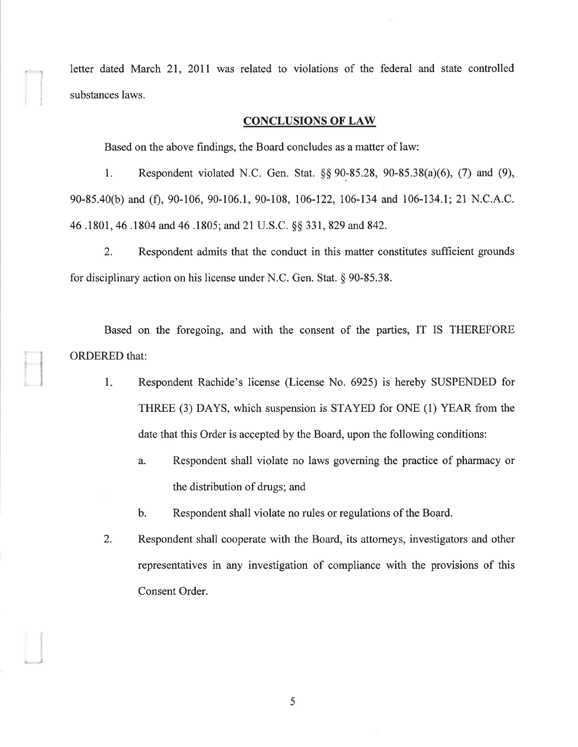letter dated March 21, 2011 was related to violations of the federal and state controlled substances laws.

## CONCLUSIONS OF LAW

Based on the above findings, the Board concludes as a matter of law:

1. Respondent violated N.C. Gen. Stat. §§ 90-85.28, 90-85.38(a)(6), (7) and (9), 90-85.40(b) and (f), 90-106, 90-106.1, 90-108, 106-122, 106-134 and 106-134.1; 21 N.C.A.C. 46 .1801, 46 .1804 and 46 .1805; and 21 U.S.C. §§ 331, 829 and 842.

2. Respondent admits that the conduct in this matter constitutes sufficient grounds for disciplinary action on his license under N.C. Gen. Stat. § 90-85.38.

Based on the foregoing, and with the consent of the parties, IT IS THEREFORE ORDERED that:

1. Respondent Rachide's license (License No. 6925) is hereby SUSPENDED for THREE (3) DAYS, which suspension is STAYED for ONE (1) YEAR from the date that this Order is accepted by the Board, upon the following conditions:

    a. Respondent shall violate no laws governing the practice of pharmacy or the distribution of drugs; and

    b. Respondent shall violate no rules or regulations of the Board.

2. Respondent shall cooperate with the Board, its attorneys, investigators and other representatives in any investigation of compliance with the provisions of this Consent Order.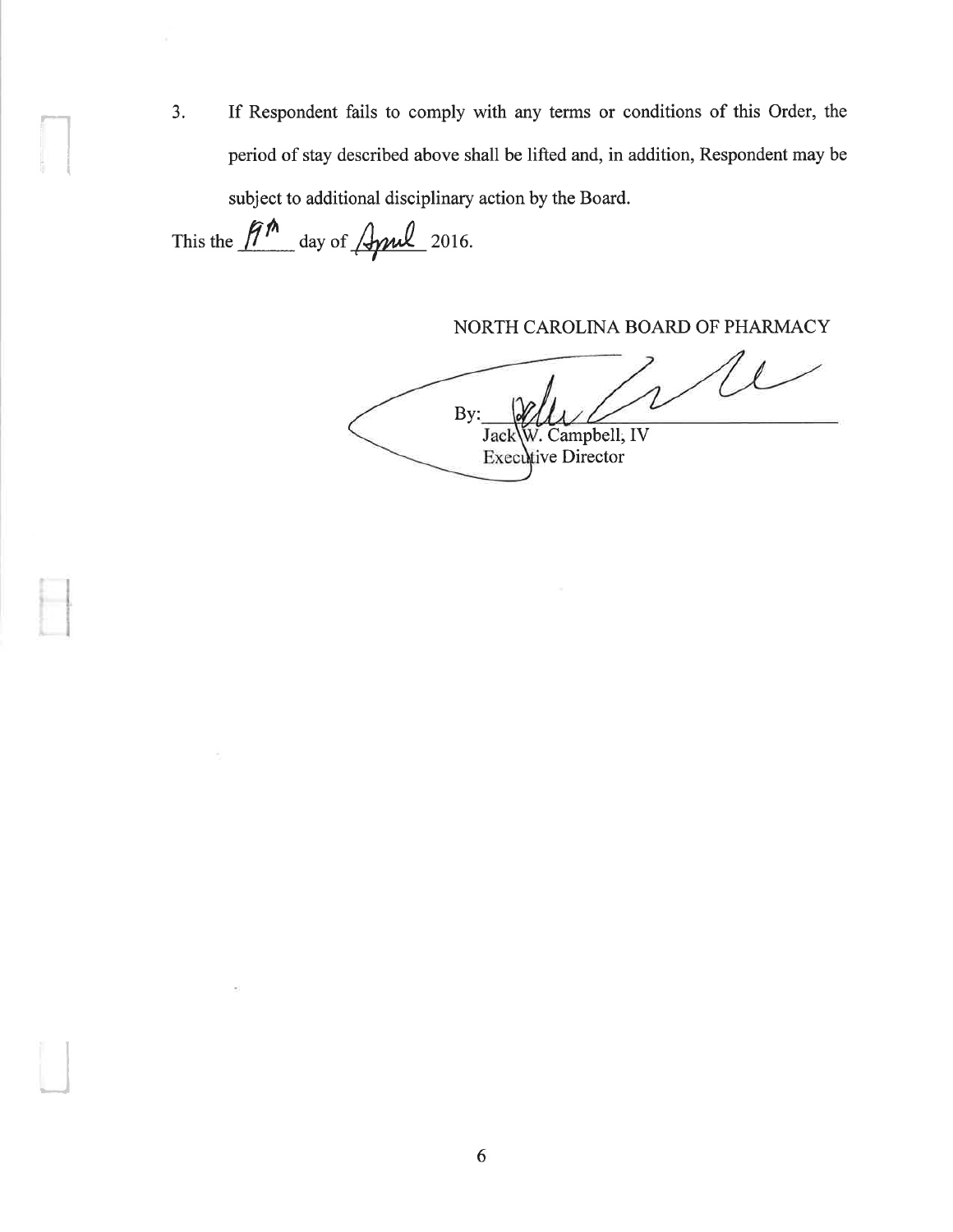3. If Respondent fails to comply with any terms or conditions of this Order, the period of stay described above shall be lifted and, in addition, Respondent may be subject to additional disciplinary action by the Board.

This the 19th day of April 2016.

NORTH CAROLINA BOARD OF PHARMACY

By:\_\_\_\_\_\_\_\_\_\_\_\_\_\_\_\_\_\_\_\_\_\_\_\_\_\_\_\_\_\_\_\_
Jack W. Campbell, IV
Executive Director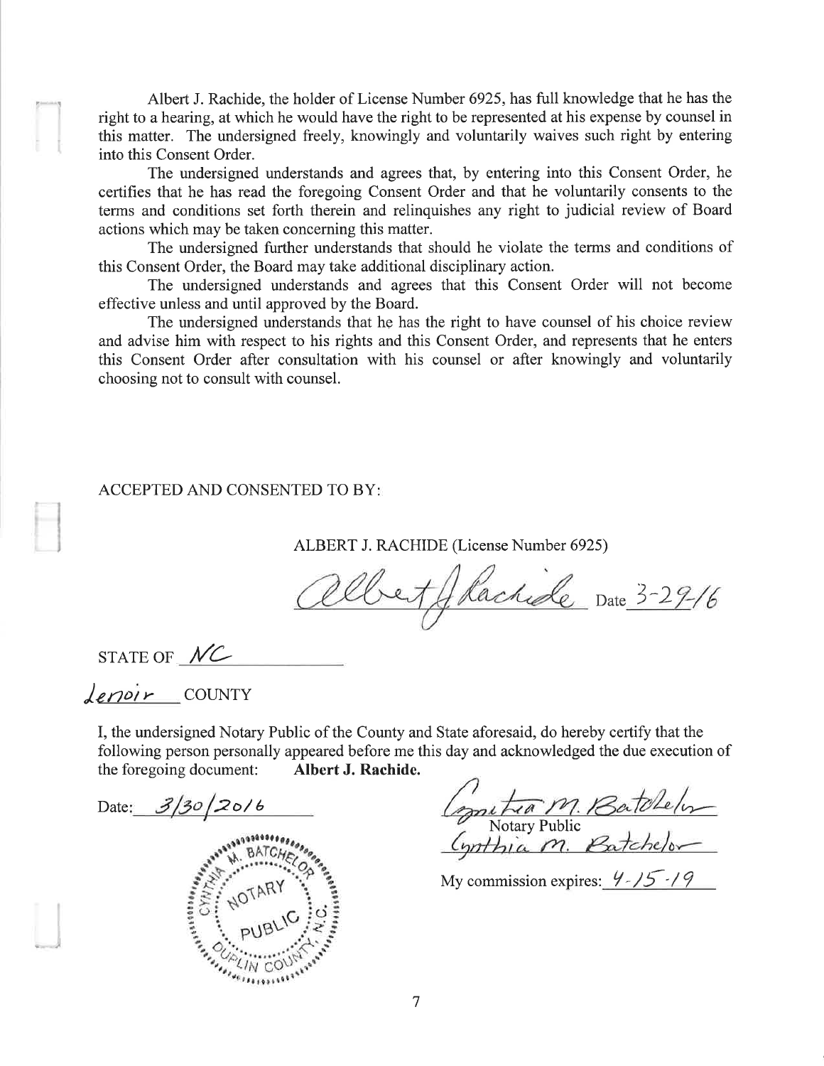Albert J. Rachide, the holder of License Number 6925, has full knowledge that he has the right to a hearing, at which he would have the right to be represented at his expense by counsel in this matter. The undersigned freely, knowingly and voluntarily waives such right by entering into this Consent Order.

The undersigned understands and agrees that, by entering into this Consent Order, he certifies that he has read the foregoing Consent Order and that he voluntarily consents to the terms and conditions set forth therein and relinquishes any right to judicial review of Board actions which may be taken concerning this matter.

The undersigned further understands that should he violate the terms and conditions of this Consent Order, the Board may take additional disciplinary action.

The undersigned understands and agrees that this Consent Order will not become effective unless and until approved by the Board.

The undersigned understands that he has the right to have counsel of his choice review and advise him with respect to his rights and this Consent Order, and represents that he enters this Consent Order after consultation with his counsel or after knowingly and voluntarily choosing not to consult with counsel.

ACCEPTED AND CONSENTED TO BY:

ALBERT J. RACHIDE (License Number 6925)

*Albert J. Rachide* Date *3-29-16*

STATE OF *NC*

*Lenoir* COUNTY

I, the undersigned Notary Public of the County and State aforesaid, do hereby certify that the following person personally appeared before me this day and acknowledged the due execution of the foregoing document: **Albert J. Rachide.**

Date: *3/30/2016*

*Cynthia M. Batchelor*
Notary Public
*Cynthia M. Batchelor*

My commission expires: *4-15-19*

CYNTHIA M. BATCHELOR NOTARY PUBLIC DUPLIN COUNTY, N.C.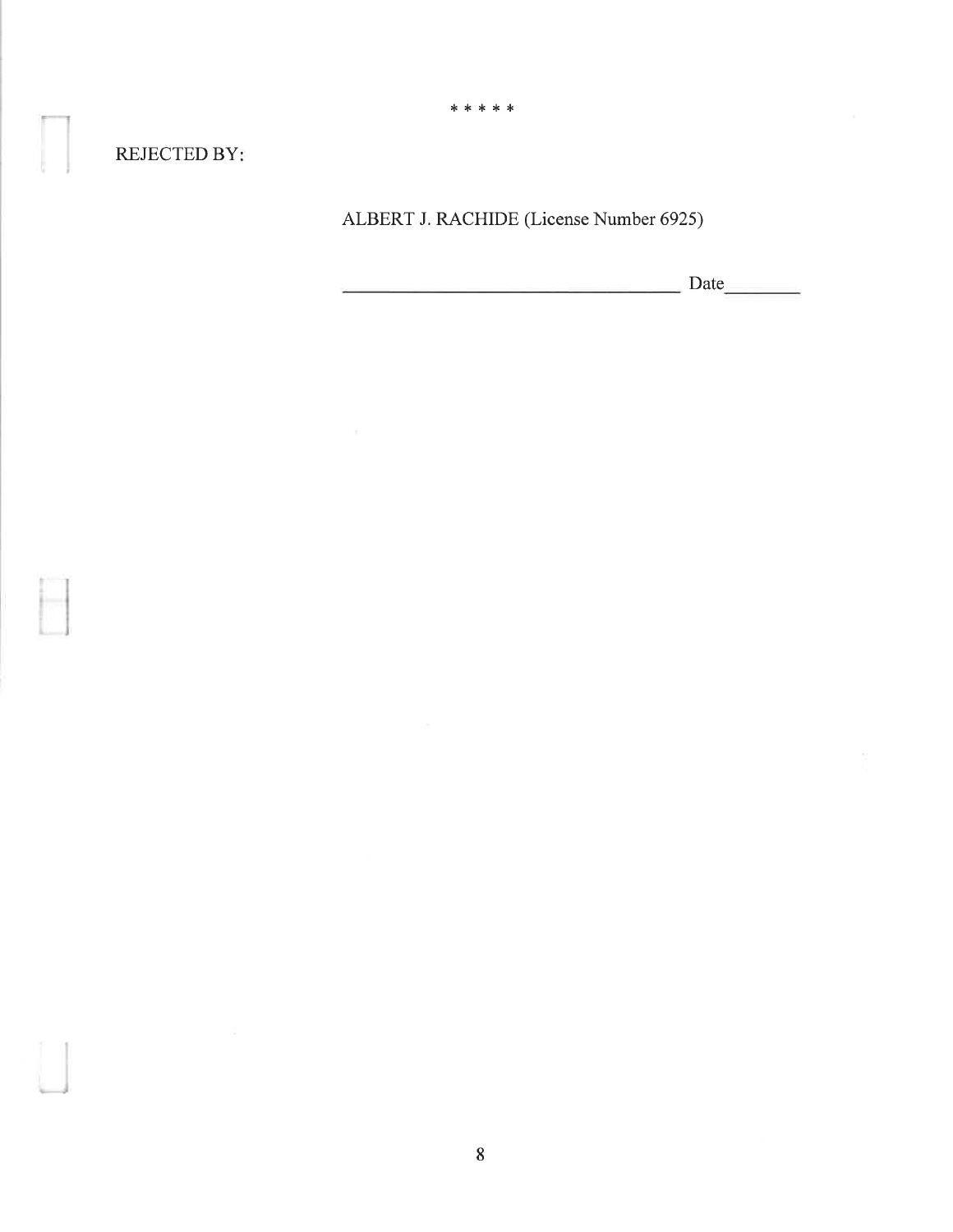\* \* \* \* \*

REJECTED BY:

ALBERT J. RACHIDE (License Number 6925)

\_\_\_\_\_\_\_\_\_\_\_\_\_\_\_\_\_\_\_\_\_\_\_\_\_\_\_\_\_\_\_\_\_\_\_ Date\_\_\_\_\_\_\_\_